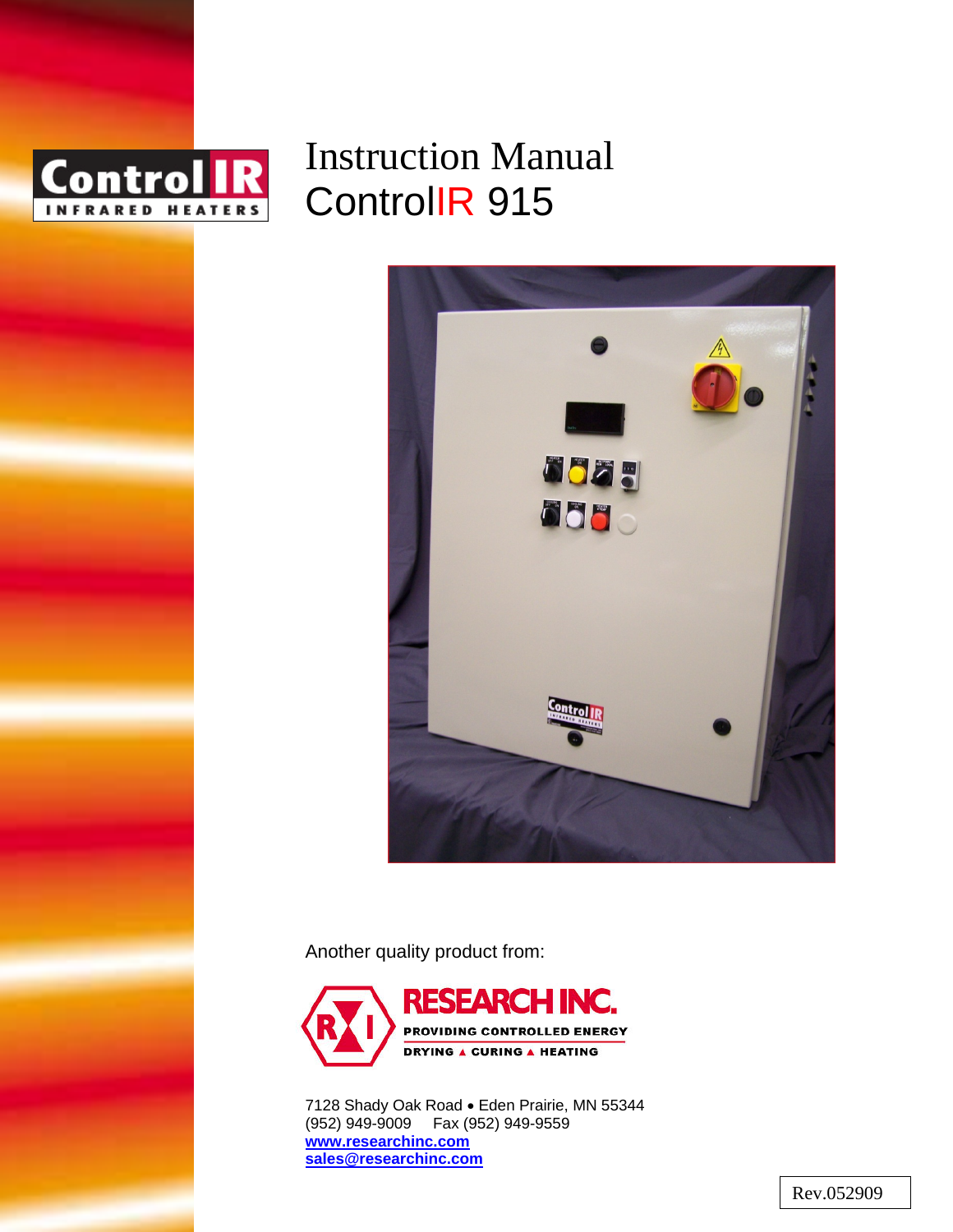# Instruction Manual
# ControlIR 915

Another quality product from:

**RESEARCH INC.**
**PROVIDING CONTROLLED ENERGY**
**DRYING ▲ CURING ▲ HEATING**

7128 Shady Oak Road • Eden Prairie, MN 55344
(952) 949-9009 Fax (952) 949-9559
**www.researchinc.com**
**sales@researchinc.com**

Rev.052909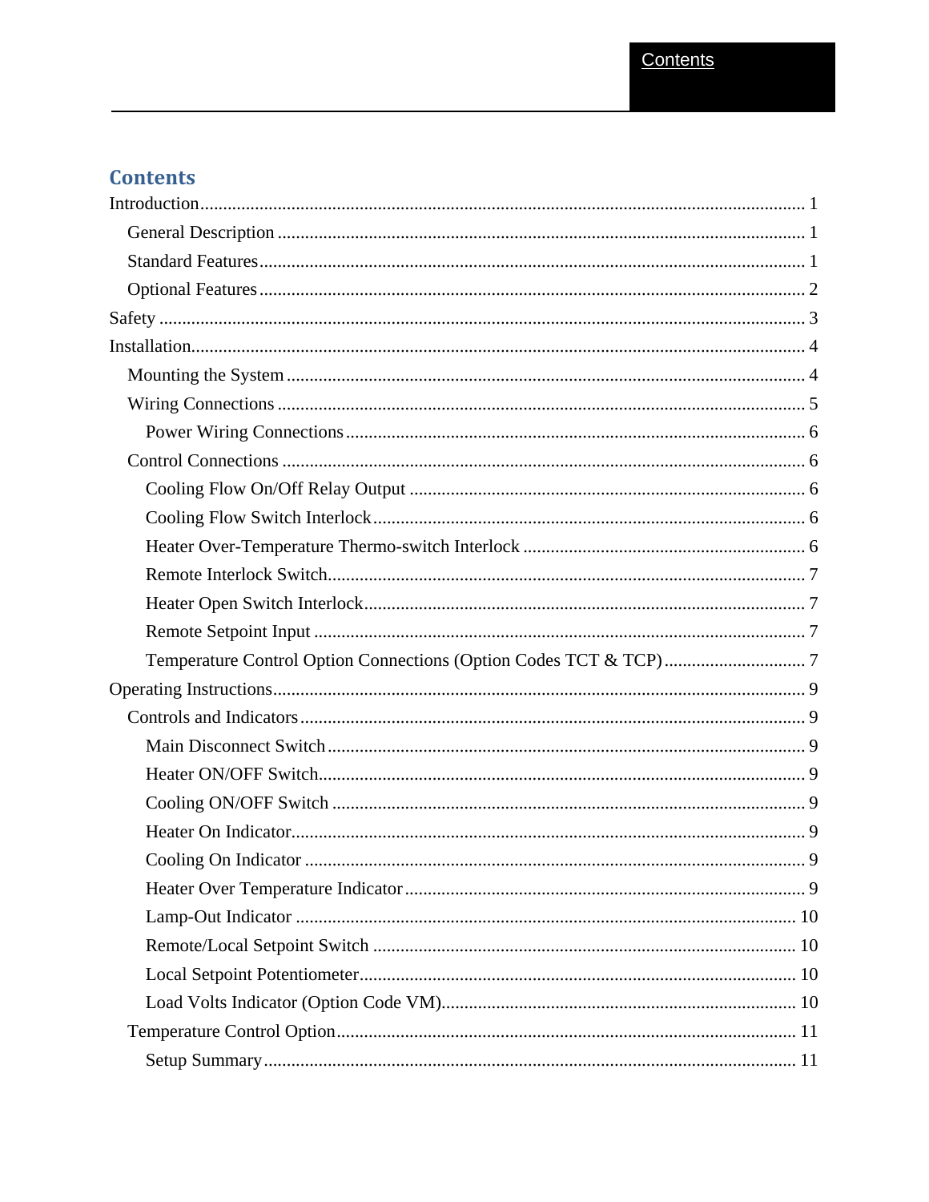# Contents

Introduction .......... 1

- General Description .......... 1
- Standard Features .......... 1
- Optional Features .......... 2

Safety .......... 3

Installation .......... 4

- Mounting the System .......... 4
- Wiring Connections .......... 5
  - Power Wiring Connections .......... 6
- Control Connections .......... 6
  - Cooling Flow On/Off Relay Output .......... 6
  - Cooling Flow Switch Interlock .......... 6
  - Heater Over-Temperature Thermo-switch Interlock .......... 6
  - Remote Interlock Switch .......... 7
  - Heater Open Switch Interlock .......... 7
  - Remote Setpoint Input .......... 7
  - Temperature Control Option Connections (Option Codes TCT & TCP) .......... 7

Operating Instructions .......... 9

- Controls and Indicators .......... 9
  - Main Disconnect Switch .......... 9
  - Heater ON/OFF Switch .......... 9
  - Cooling ON/OFF Switch .......... 9
  - Heater On Indicator .......... 9
  - Cooling On Indicator .......... 9
  - Heater Over Temperature Indicator .......... 9
  - Lamp-Out Indicator .......... 10
  - Remote/Local Setpoint Switch .......... 10
  - Local Setpoint Potentiometer .......... 10
  - Load Volts Indicator (Option Code VM) .......... 10
- Temperature Control Option .......... 11
  - Setup Summary .......... 11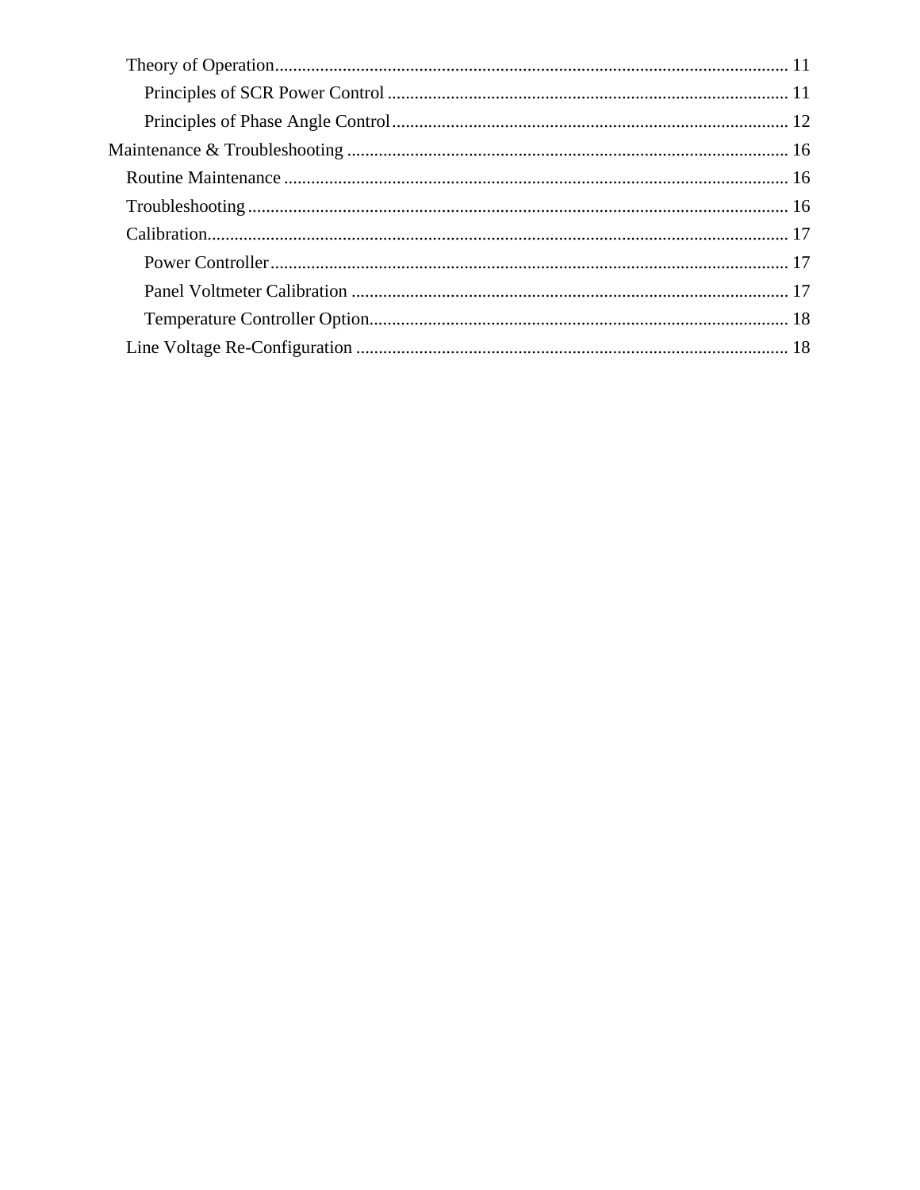Theory of Operation ........................................................................................................ 11

Principles of SCR Power Control ........................................................................ 11

Principles of Phase Angle Control ....................................................................... 12

Maintenance & Troubleshooting ................................................................................. 16

Routine Maintenance ............................................................................................... 16

Troubleshooting ........................................................................................................ 16

Calibration ................................................................................................................. 17

Power Controller ................................................................................................... 17

Panel Voltmeter Calibration ................................................................................. 17

Temperature Controller Option ............................................................................ 18

Line Voltage Re-Configuration ................................................................................ 18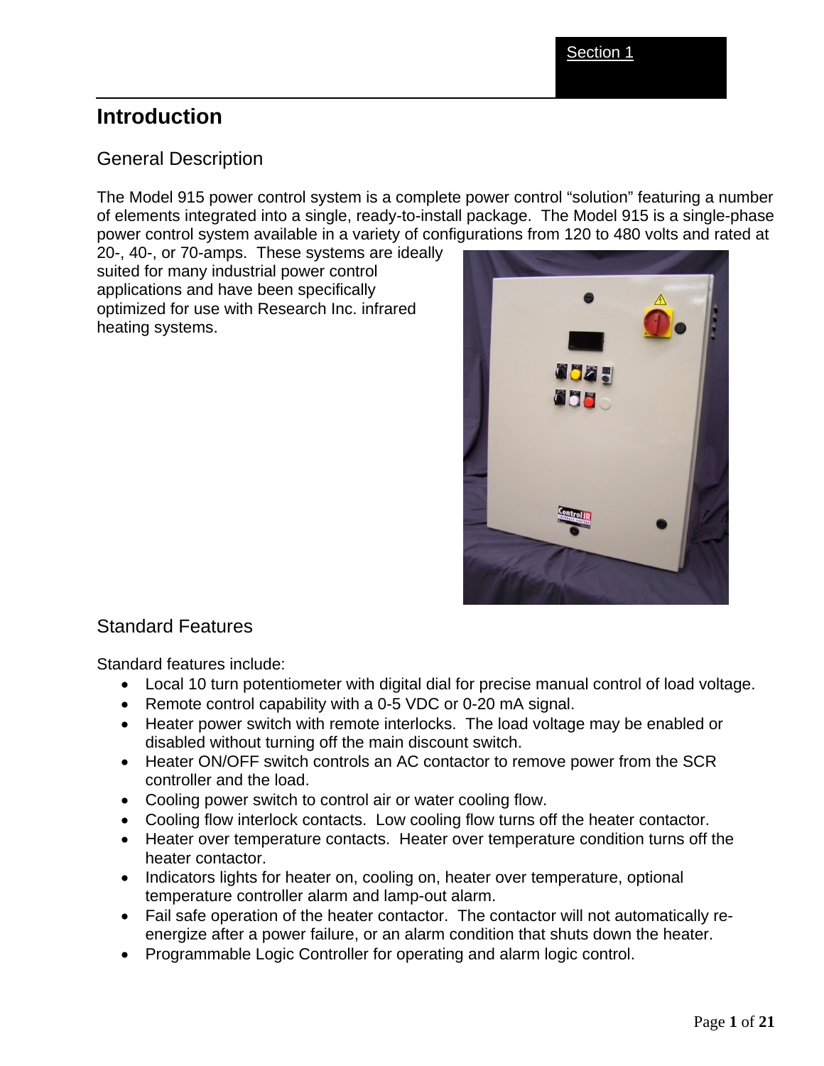Section 1

# Introduction

## General Description

The Model 915 power control system is a complete power control “solution” featuring a number of elements integrated into a single, ready-to-install package. The Model 915 is a single-phase power control system available in a variety of configurations from 120 to 480 volts and rated at 20-, 40-, or 70-amps. These systems are ideally suited for many industrial power control applications and have been specifically optimized for use with Research Inc. infrared heating systems.

## Standard Features

Standard features include:

- Local 10 turn potentiometer with digital dial for precise manual control of load voltage.
- Remote control capability with a 0-5 VDC or 0-20 mA signal.
- Heater power switch with remote interlocks. The load voltage may be enabled or disabled without turning off the main discount switch.
- Heater ON/OFF switch controls an AC contactor to remove power from the SCR controller and the load.
- Cooling power switch to control air or water cooling flow.
- Cooling flow interlock contacts. Low cooling flow turns off the heater contactor.
- Heater over temperature contacts. Heater over temperature condition turns off the heater contactor.
- Indicators lights for heater on, cooling on, heater over temperature, optional temperature controller alarm and lamp-out alarm.
- Fail safe operation of the heater contactor. The contactor will not automatically re-energize after a power failure, or an alarm condition that shuts down the heater.
- Programmable Logic Controller for operating and alarm logic control.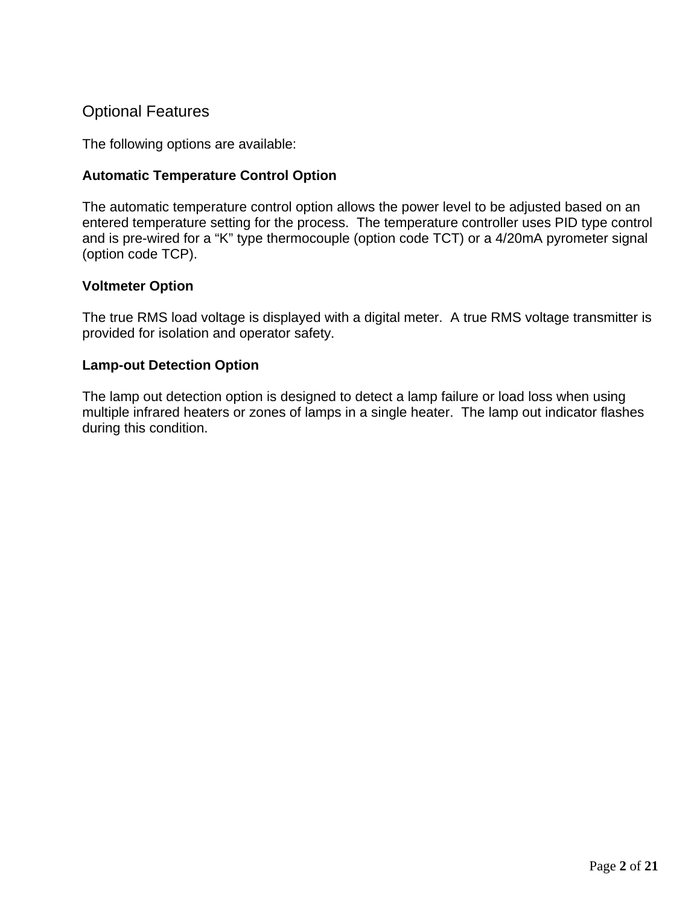## Optional Features

The following options are available:

**Automatic Temperature Control Option**

The automatic temperature control option allows the power level to be adjusted based on an entered temperature setting for the process. The temperature controller uses PID type control and is pre-wired for a “K” type thermocouple (option code TCT) or a 4/20mA pyrometer signal (option code TCP).

**Voltmeter Option**

The true RMS load voltage is displayed with a digital meter. A true RMS voltage transmitter is provided for isolation and operator safety.

**Lamp-out Detection Option**

The lamp out detection option is designed to detect a lamp failure or load loss when using multiple infrared heaters or zones of lamps in a single heater. The lamp out indicator flashes during this condition.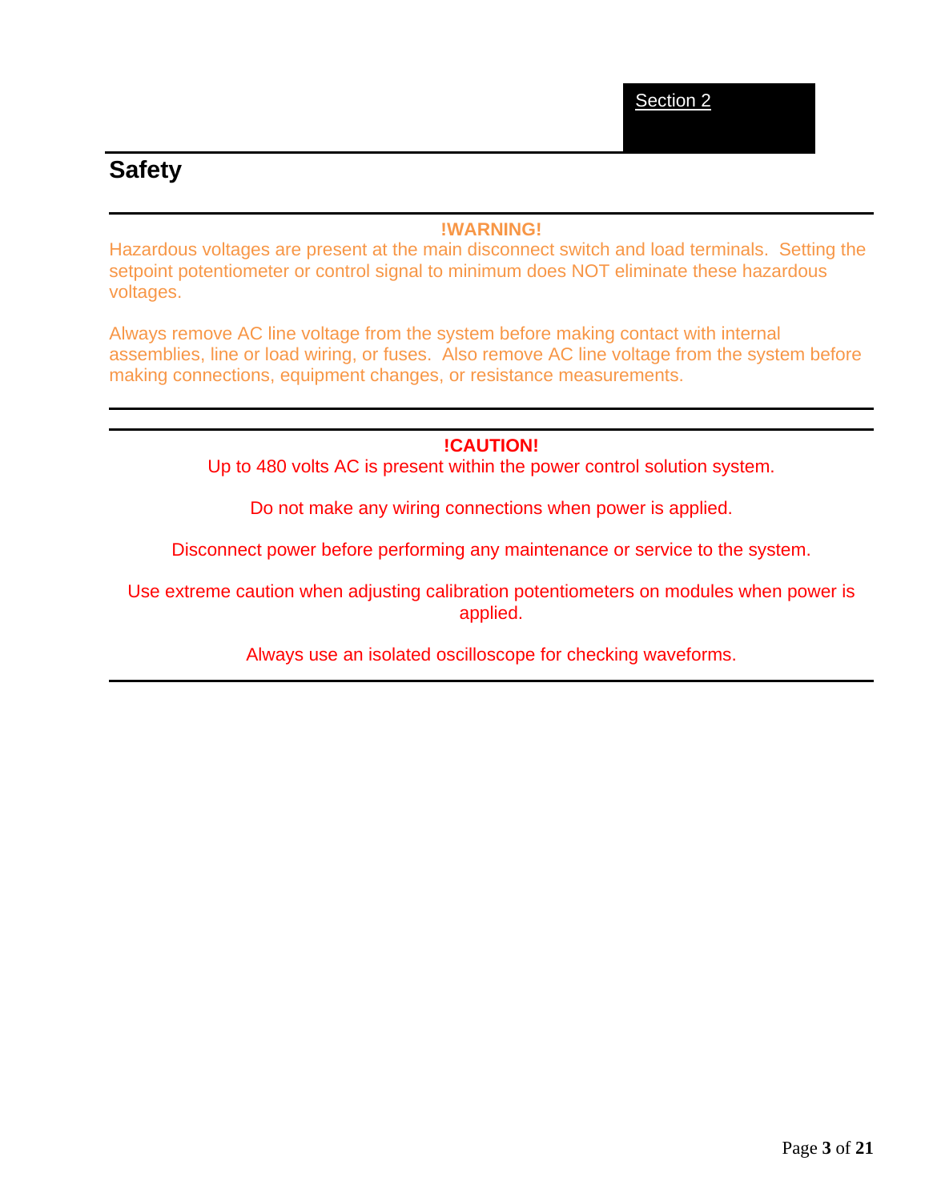Section 2

# Safety

**!WARNING!**

Hazardous voltages are present at the main disconnect switch and load terminals. Setting the setpoint potentiometer or control signal to minimum does NOT eliminate these hazardous voltages.

Always remove AC line voltage from the system before making contact with internal assemblies, line or load wiring, or fuses. Also remove AC line voltage from the system before making connections, equipment changes, or resistance measurements.

---

**!CAUTION!**

Up to 480 volts AC is present within the power control solution system.

Do not make any wiring connections when power is applied.

Disconnect power before performing any maintenance or service to the system.

Use extreme caution when adjusting calibration potentiometers on modules when power is applied.

Always use an isolated oscilloscope for checking waveforms.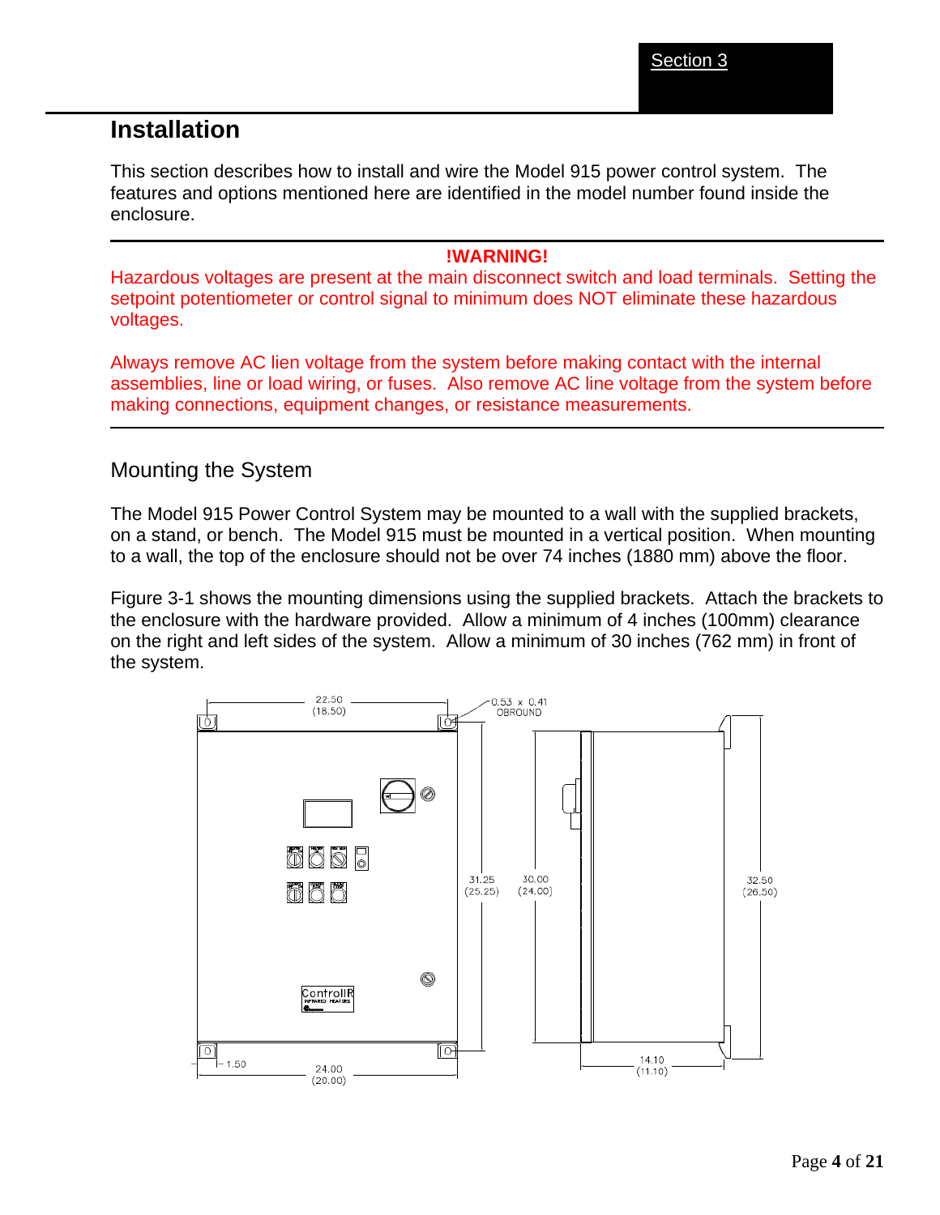# Installation

This section describes how to install and wire the Model 915 power control system. The features and options mentioned here are identified in the model number found inside the enclosure.

---

**!WARNING!**

Hazardous voltages are present at the main disconnect switch and load terminals. Setting the setpoint potentiometer or control signal to minimum does NOT eliminate these hazardous voltages.

Always remove AC lien voltage from the system before making contact with the internal assemblies, line or load wiring, or fuses. Also remove AC line voltage from the system before making connections, equipment changes, or resistance measurements.

---

## Mounting the System

The Model 915 Power Control System may be mounted to a wall with the supplied brackets, on a stand, or bench. The Model 915 must be mounted in a vertical position. When mounting to a wall, the top of the enclosure should not be over 74 inches (1880 mm) above the floor.

Figure 3-1 shows the mounting dimensions using the supplied brackets. Attach the brackets to the enclosure with the hardware provided. Allow a minimum of 4 inches (100mm) clearance on the right and left sides of the system. Allow a minimum of 30 inches (762 mm) in front of the system.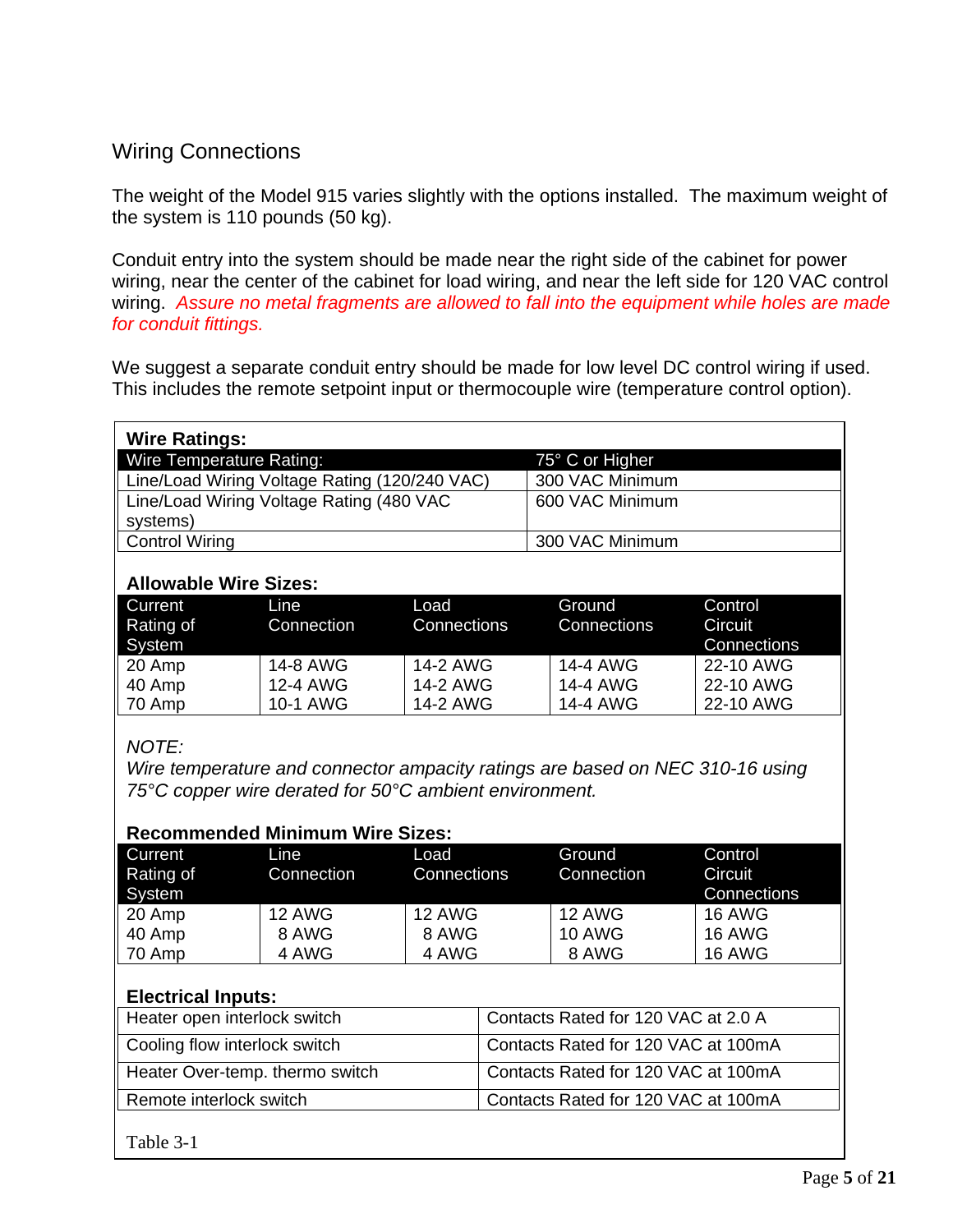## Wiring Connections

The weight of the Model 915 varies slightly with the options installed. The maximum weight of the system is 110 pounds (50 kg).

Conduit entry into the system should be made near the right side of the cabinet for power wiring, near the center of the cabinet for load wiring, and near the left side for 120 VAC control wiring. *Assure no metal fragments are allowed to fall into the equipment while holes are made for conduit fittings.*

We suggest a separate conduit entry should be made for low level DC control wiring if used. This includes the remote setpoint input or thermocouple wire (temperature control option).

**Wire Ratings:**

| Wire Temperature Rating: | 75° C or Higher |
|---|---|
| Line/Load Wiring Voltage Rating (120/240 VAC) | 300 VAC Minimum |
| Line/Load Wiring Voltage Rating (480 VAC systems) | 600 VAC Minimum |
| Control Wiring | 300 VAC Minimum |

**Allowable Wire Sizes:**

| Current Rating of System | Line Connection | Load Connections | Ground Connections | Control Circuit Connections |
|---|---|---|---|---|
| 20 Amp | 14-8 AWG | 14-2 AWG | 14-4 AWG | 22-10 AWG |
| 40 Amp | 12-4 AWG | 14-2 AWG | 14-4 AWG | 22-10 AWG |
| 70 Amp | 10-1 AWG | 14-2 AWG | 14-4 AWG | 22-10 AWG |

*NOTE:*
*Wire temperature and connector ampacity ratings are based on NEC 310-16 using 75°C copper wire derated for 50°C ambient environment.*

**Recommended Minimum Wire Sizes:**

| Current Rating of System | Line Connection | Load Connections | Ground Connection | Control Circuit Connections |
|---|---|---|---|---|
| 20 Amp | 12 AWG | 12 AWG | 12 AWG | 16 AWG |
| 40 Amp | 8 AWG | 8 AWG | 10 AWG | 16 AWG |
| 70 Amp | 4 AWG | 4 AWG | 8 AWG | 16 AWG |

**Electrical Inputs:**

| Heater open interlock switch | Contacts Rated for 120 VAC at 2.0 A |
|---|---|
| Cooling flow interlock switch | Contacts Rated for 120 VAC at 100mA |
| Heater Over-temp. thermo switch | Contacts Rated for 120 VAC at 100mA |
| Remote interlock switch | Contacts Rated for 120 VAC at 100mA |

Table 3-1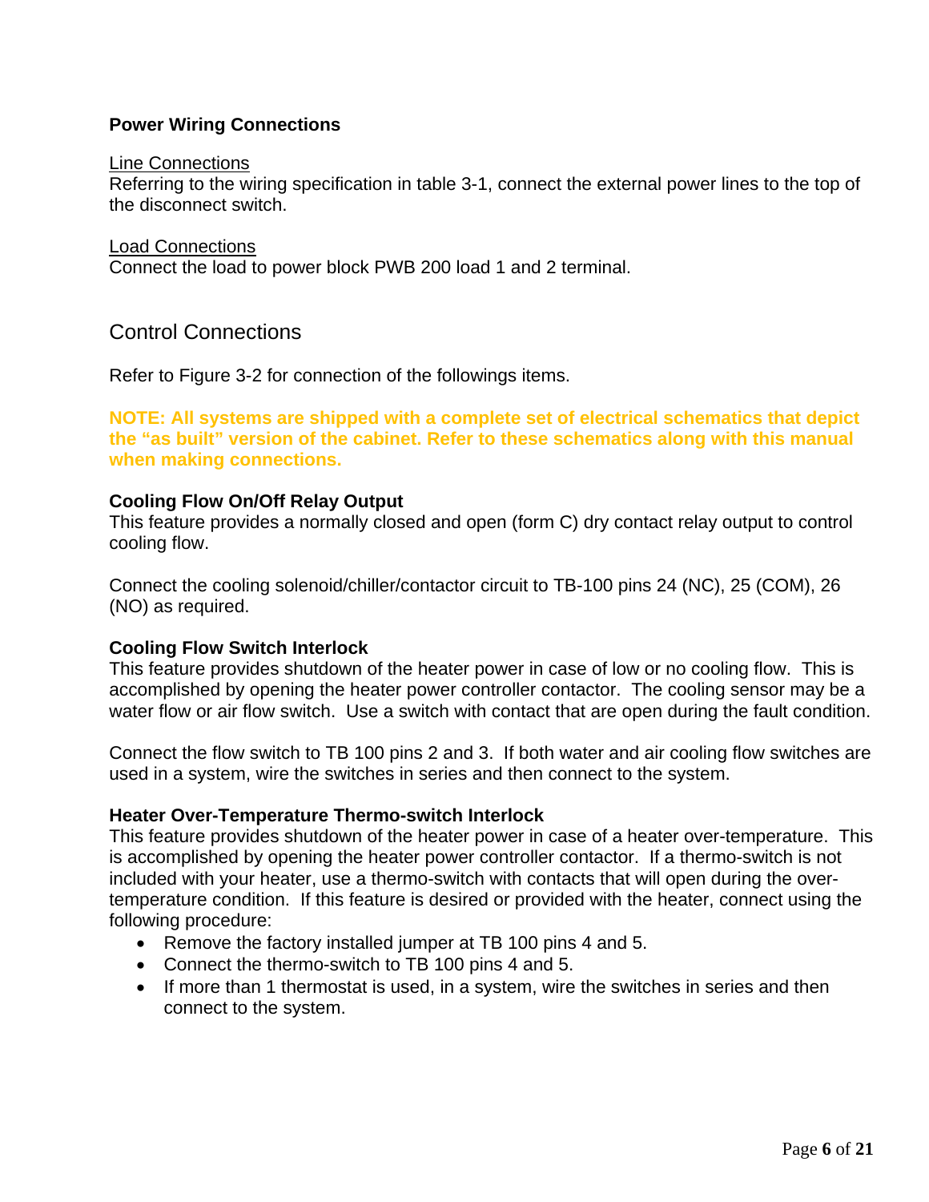### Power Wiring Connections

<u>Line Connections</u>
Referring to the wiring specification in table 3-1, connect the external power lines to the top of the disconnect switch.

<u>Load Connections</u>
Connect the load to power block PWB 200 load 1 and 2 terminal.

## Control Connections

Refer to Figure 3-2 for connection of the followings items.

**NOTE: All systems are shipped with a complete set of electrical schematics that depict the "as built" version of the cabinet. Refer to these schematics along with this manual when making connections.**

**Cooling Flow On/Off Relay Output**
This feature provides a normally closed and open (form C) dry contact relay output to control cooling flow.

Connect the cooling solenoid/chiller/contactor circuit to TB-100 pins 24 (NC), 25 (COM), 26 (NO) as required.

**Cooling Flow Switch Interlock**
This feature provides shutdown of the heater power in case of low or no cooling flow. This is accomplished by opening the heater power controller contactor. The cooling sensor may be a water flow or air flow switch. Use a switch with contact that are open during the fault condition.

Connect the flow switch to TB 100 pins 2 and 3. If both water and air cooling flow switches are used in a system, wire the switches in series and then connect to the system.

**Heater Over-Temperature Thermo-switch Interlock**
This feature provides shutdown of the heater power in case of a heater over-temperature. This is accomplished by opening the heater power controller contactor. If a thermo-switch is not included with your heater, use a thermo-switch with contacts that will open during the over-temperature condition. If this feature is desired or provided with the heater, connect using the following procedure:

- Remove the factory installed jumper at TB 100 pins 4 and 5.
- Connect the thermo-switch to TB 100 pins 4 and 5.
- If more than 1 thermostat is used, in a system, wire the switches in series and then connect to the system.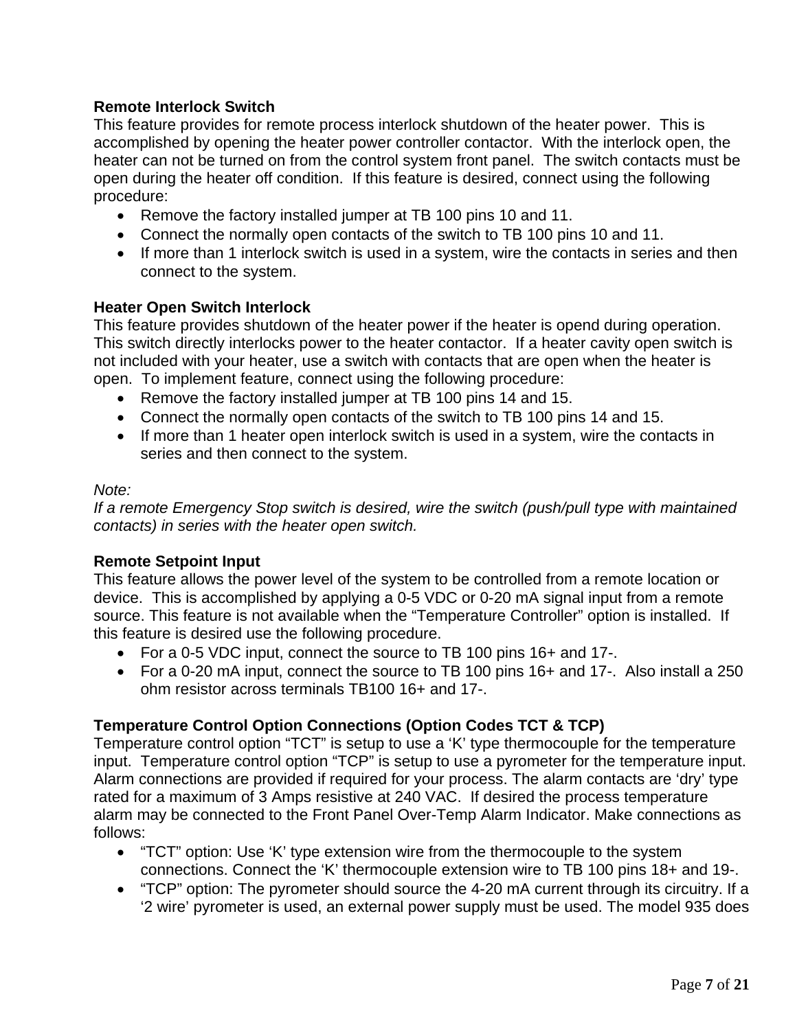**Remote Interlock Switch**

This feature provides for remote process interlock shutdown of the heater power. This is accomplished by opening the heater power controller contactor. With the interlock open, the heater can not be turned on from the control system front panel. The switch contacts must be open during the heater off condition. If this feature is desired, connect using the following procedure:

- Remove the factory installed jumper at TB 100 pins 10 and 11.
- Connect the normally open contacts of the switch to TB 100 pins 10 and 11.
- If more than 1 interlock switch is used in a system, wire the contacts in series and then connect to the system.

**Heater Open Switch Interlock**

This feature provides shutdown of the heater power if the heater is opend during operation. This switch directly interlocks power to the heater contactor. If a heater cavity open switch is not included with your heater, use a switch with contacts that are open when the heater is open. To implement feature, connect using the following procedure:

- Remove the factory installed jumper at TB 100 pins 14 and 15.
- Connect the normally open contacts of the switch to TB 100 pins 14 and 15.
- If more than 1 heater open interlock switch is used in a system, wire the contacts in series and then connect to the system.

*Note:*
*If a remote Emergency Stop switch is desired, wire the switch (push/pull type with maintained contacts) in series with the heater open switch.*

**Remote Setpoint Input**

This feature allows the power level of the system to be controlled from a remote location or device. This is accomplished by applying a 0-5 VDC or 0-20 mA signal input from a remote source. This feature is not available when the "Temperature Controller" option is installed. If this feature is desired use the following procedure.

- For a 0-5 VDC input, connect the source to TB 100 pins 16+ and 17-.
- For a 0-20 mA input, connect the source to TB 100 pins 16+ and 17-. Also install a 250 ohm resistor across terminals TB100 16+ and 17-.

**Temperature Control Option Connections (Option Codes TCT & TCP)**

Temperature control option "TCT" is setup to use a 'K' type thermocouple for the temperature input. Temperature control option "TCP" is setup to use a pyrometer for the temperature input. Alarm connections are provided if required for your process. The alarm contacts are 'dry' type rated for a maximum of 3 Amps resistive at 240 VAC. If desired the process temperature alarm may be connected to the Front Panel Over-Temp Alarm Indicator. Make connections as follows:

- "TCT" option: Use 'K' type extension wire from the thermocouple to the system connections. Connect the 'K' thermocouple extension wire to TB 100 pins 18+ and 19-.
- "TCP" option: The pyrometer should source the 4-20 mA current through its circuitry. If a '2 wire' pyrometer is used, an external power supply must be used. The model 935 does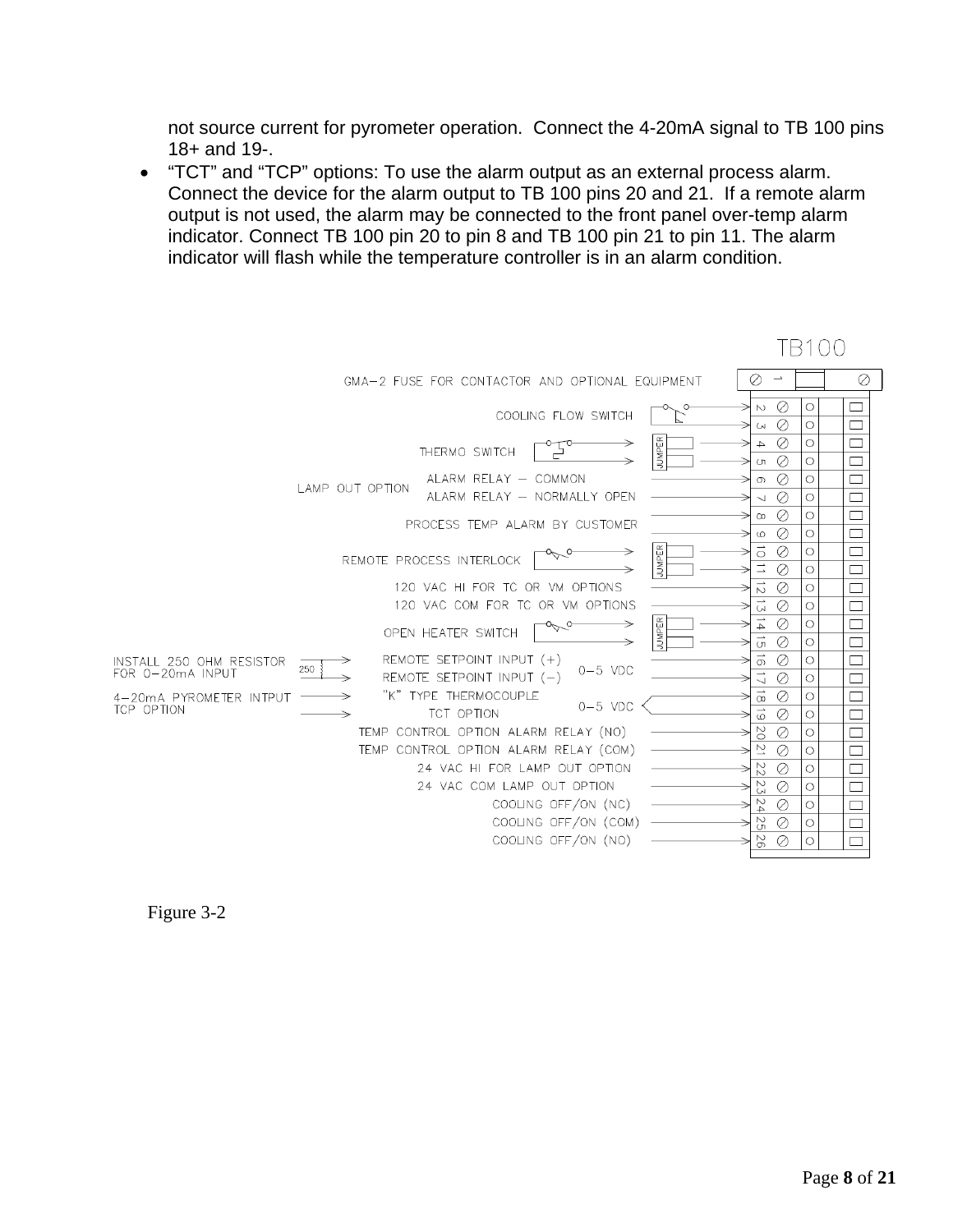not source current for pyrometer operation. Connect the 4-20mA signal to TB 100 pins 18+ and 19-.

- "TCT" and "TCP" options: To use the alarm output as an external process alarm. Connect the device for the alarm output to TB 100 pins 20 and 21. If a remote alarm output is not used, the alarm may be connected to the front panel over-temp alarm indicator. Connect TB 100 pin 20 to pin 8 and TB 100 pin 21 to pin 11. The alarm indicator will flash while the temperature controller is in an alarm condition.

TB100

| Pin | Connection |
| --- | --- |
| 1 | GMA-2 FUSE FOR CONTACTOR AND OPTIONAL EQUIPMENT |
| 2 | COOLING FLOW SWITCH |
| 3 | COOLING FLOW SWITCH |
| 4 | THERMO SWITCH (JUMPER) |
| 5 | THERMO SWITCH (JUMPER) |
| 6 | LAMP OUT OPTION: ALARM RELAY – COMMON |
| 7 | LAMP OUT OPTION: ALARM RELAY – NORMALLY OPEN |
| 8 | PROCESS TEMP ALARM BY CUSTOMER |
| 9 | PROCESS TEMP ALARM BY CUSTOMER |
| 10 | REMOTE PROCESS INTERLOCK (JUMPER) |
| 11 | REMOTE PROCESS INTERLOCK (JUMPER) |
| 12 | 120 VAC HI FOR TC OR VM OPTIONS |
| 13 | 120 VAC COM FOR TC OR VM OPTIONS |
| 14 | OPEN HEATER SWITCH (JUMPER) |
| 15 | OPEN HEATER SWITCH (JUMPER) |
| 16 | REMOTE SETPOINT INPUT (+) 0–5 VDC (INSTALL 250 OHM RESISTOR FOR 0–20mA INPUT) |
| 17 | REMOTE SETPOINT INPUT (–) 0–5 VDC |
| 18 | "K" TYPE THERMOCOUPLE / 4–20mA PYROMETER INTPUT TCP OPTION |
| 19 | TCT OPTION 0–5 VDC |
| 20 | TEMP CONTROL OPTION ALARM RELAY (NO) |
| 21 | TEMP CONTROL OPTION ALARM RELAY (COM) |
| 22 | 24 VAC HI FOR LAMP OUT OPTION |
| 23 | 24 VAC COM LAMP OUT OPTION |
| 24 | COOLING OFF/ON (NC) |
| 25 | COOLING OFF/ON (COM) |
| 26 | COOLING OFF/ON (NO) |

Figure 3-2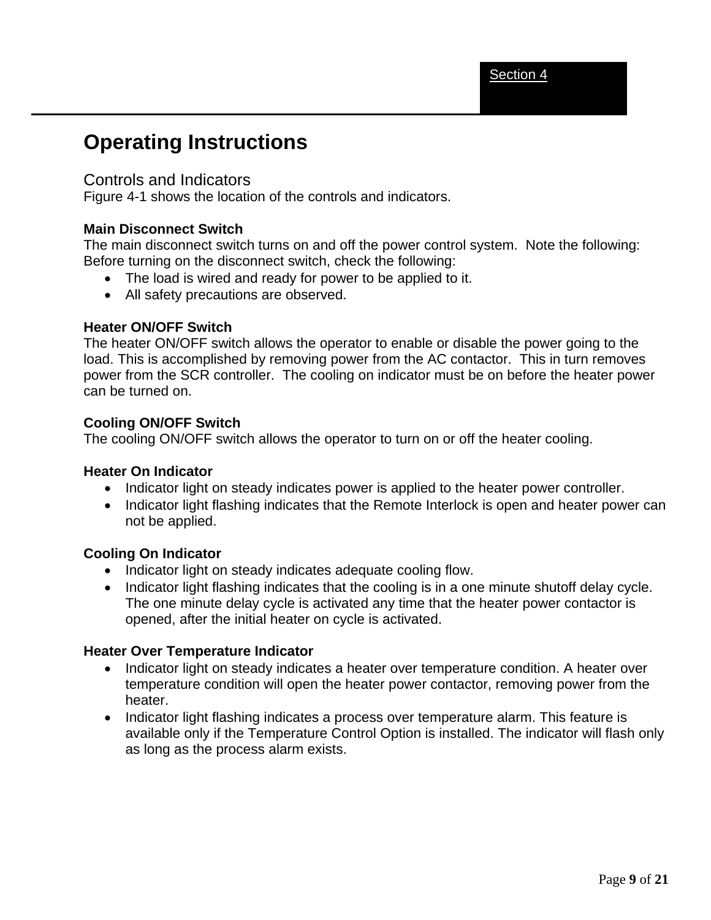Section 4

# Operating Instructions

## Controls and Indicators

Figure 4-1 shows the location of the controls and indicators.

**Main Disconnect Switch**

The main disconnect switch turns on and off the power control system. Note the following: Before turning on the disconnect switch, check the following:

- The load is wired and ready for power to be applied to it.
- All safety precautions are observed.

**Heater ON/OFF Switch**

The heater ON/OFF switch allows the operator to enable or disable the power going to the load. This is accomplished by removing power from the AC contactor. This in turn removes power from the SCR controller. The cooling on indicator must be on before the heater power can be turned on.

**Cooling ON/OFF Switch**

The cooling ON/OFF switch allows the operator to turn on or off the heater cooling.

**Heater On Indicator**

- Indicator light on steady indicates power is applied to the heater power controller.
- Indicator light flashing indicates that the Remote Interlock is open and heater power can not be applied.

**Cooling On Indicator**

- Indicator light on steady indicates adequate cooling flow.
- Indicator light flashing indicates that the cooling is in a one minute shutoff delay cycle. The one minute delay cycle is activated any time that the heater power contactor is opened, after the initial heater on cycle is activated.

**Heater Over Temperature Indicator**

- Indicator light on steady indicates a heater over temperature condition. A heater over temperature condition will open the heater power contactor, removing power from the heater.
- Indicator light flashing indicates a process over temperature alarm. This feature is available only if the Temperature Control Option is installed. The indicator will flash only as long as the process alarm exists.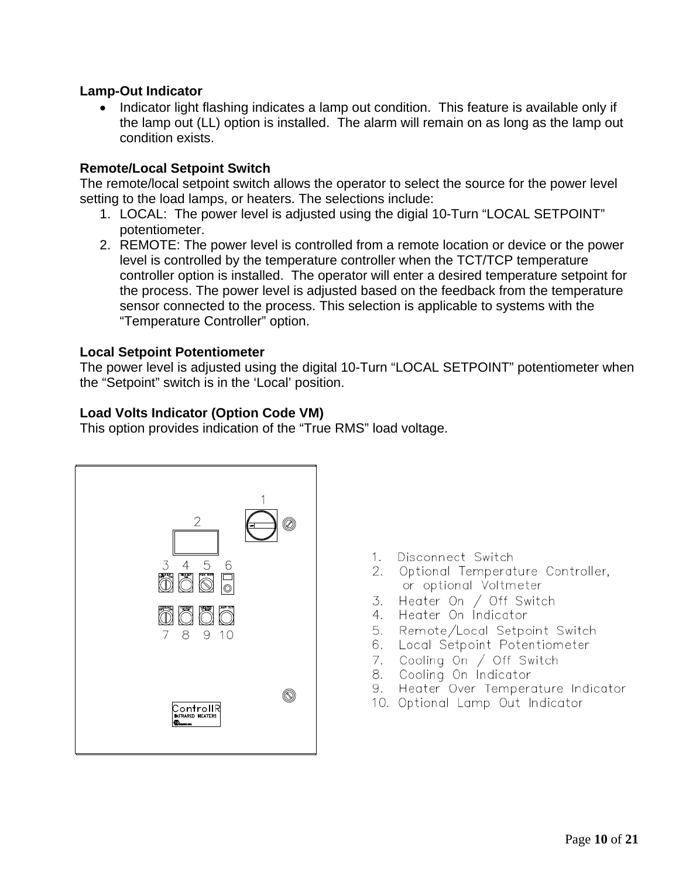**Lamp-Out Indicator**

- Indicator light flashing indicates a lamp out condition.  This feature is available only if the lamp out (LL) option is installed.  The alarm will remain on as long as the lamp out condition exists.

**Remote/Local Setpoint Switch**

The remote/local setpoint switch allows the operator to select the source for the power level setting to the load lamps, or heaters. The selections include:

1. LOCAL:  The power level is adjusted using the digial 10-Turn “LOCAL SETPOINT” potentiometer.
2. REMOTE: The power level is controlled from a remote location or device or the power level is controlled by the temperature controller when the TCT/TCP temperature controller option is installed.  The operator will enter a desired temperature setpoint for the process. The power level is adjusted based on the feedback from the temperature sensor connected to the process. This selection is applicable to systems with the “Temperature Controller” option.

**Local Setpoint Potentiometer**

The power level is adjusted using the digital 10-Turn “LOCAL SETPOINT” potentiometer when the “Setpoint” switch is in the ‘Local’ position.

**Load Volts Indicator (Option Code VM)**

This option provides indication of the “True RMS” load voltage.

1. Disconnect Switch
2. Optional Temperature Controller, or optional Voltmeter
3. Heater On / Off Switch
4. Heater On Indicator
5. Remote/Local Setpoint Switch
6. Local Setpoint Potentiometer
7. Cooling On / Off Switch
8. Cooling On Indicator
9. Heater Over Temperature Indicator
10. Optional Lamp Out Indicator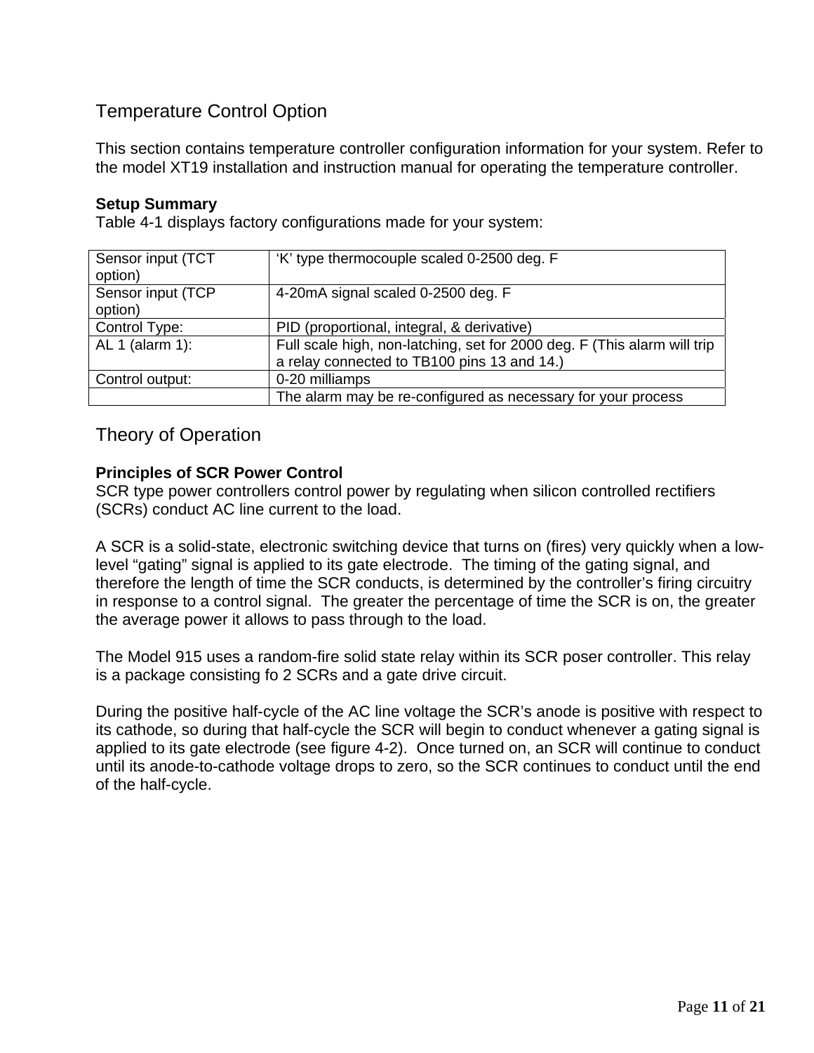## Temperature Control Option

This section contains temperature controller configuration information for your system. Refer to the model XT19 installation and instruction manual for operating the temperature controller.

**Setup Summary**

Table 4-1 displays factory configurations made for your system:

| | |
|---|---|
| Sensor input (TCT option) | 'K' type thermocouple scaled 0-2500 deg. F |
| Sensor input (TCP option) | 4-20mA signal scaled 0-2500 deg. F |
| Control Type: | PID (proportional, integral, & derivative) |
| AL 1 (alarm 1): | Full scale high, non-latching, set for 2000 deg. F (This alarm will trip a relay connected to TB100 pins 13 and 14.) |
| Control output: | 0-20 milliamps |
| | The alarm may be re-configured as necessary for your process |

## Theory of Operation

**Principles of SCR Power Control**

SCR type power controllers control power by regulating when silicon controlled rectifiers (SCRs) conduct AC line current to the load.

A SCR is a solid-state, electronic switching device that turns on (fires) very quickly when a low-level "gating" signal is applied to its gate electrode. The timing of the gating signal, and therefore the length of time the SCR conducts, is determined by the controller's firing circuitry in response to a control signal. The greater the percentage of time the SCR is on, the greater the average power it allows to pass through to the load.

The Model 915 uses a random-fire solid state relay within its SCR poser controller. This relay is a package consisting fo 2 SCRs and a gate drive circuit.

During the positive half-cycle of the AC line voltage the SCR's anode is positive with respect to its cathode, so during that half-cycle the SCR will begin to conduct whenever a gating signal is applied to its gate electrode (see figure 4-2). Once turned on, an SCR will continue to conduct until its anode-to-cathode voltage drops to zero, so the SCR continues to conduct until the end of the half-cycle.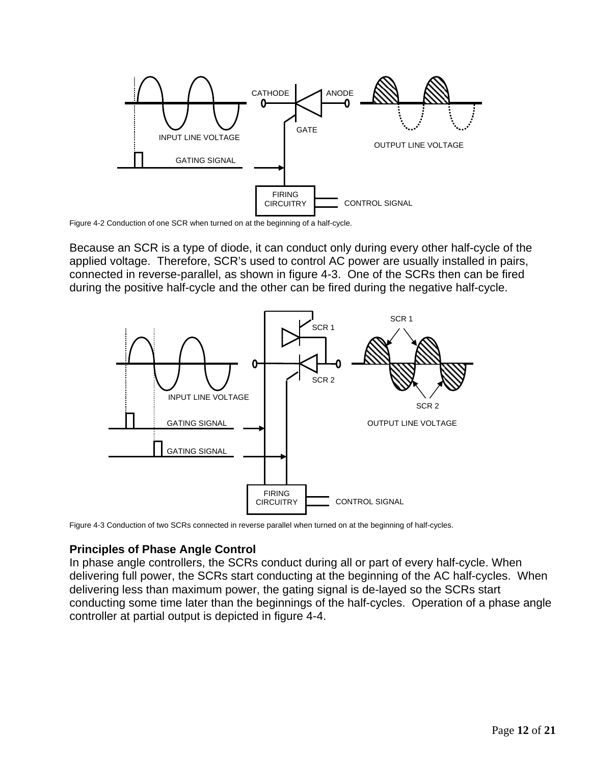Figure 4-2 Conduction of one SCR when turned on at the beginning of a half-cycle.

Because an SCR is a type of diode, it can conduct only during every other half-cycle of the applied voltage. Therefore, SCR's used to control AC power are usually installed in pairs, connected in reverse-parallel, as shown in figure 4-3. One of the SCRs then can be fired during the positive half-cycle and the other can be fired during the negative half-cycle.

Figure 4-3 Conduction of two SCRs connected in reverse parallel when turned on at the beginning of half-cycles.

### Principles of Phase Angle Control

In phase angle controllers, the SCRs conduct during all or part of every half-cycle. When delivering full power, the SCRs start conducting at the beginning of the AC half-cycles. When delivering less than maximum power, the gating signal is de-layed so the SCRs start conducting some time later than the beginnings of the half-cycles. Operation of a phase angle controller at partial output is depicted in figure 4-4.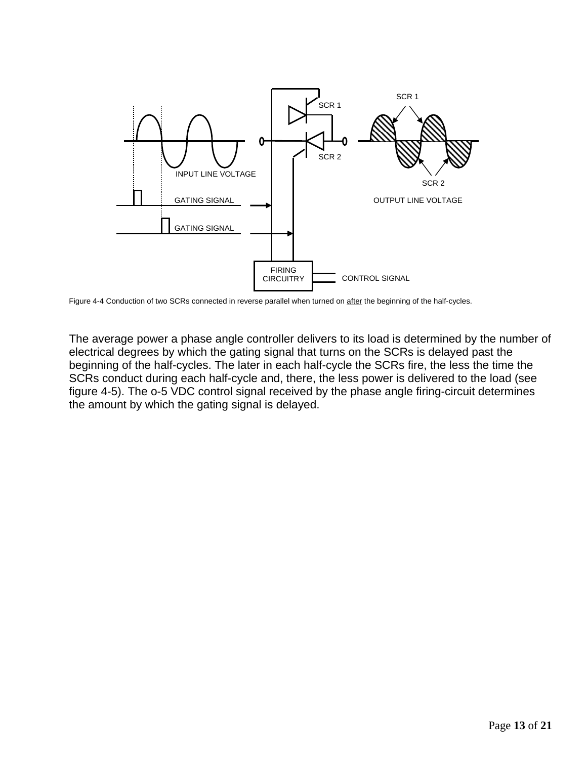Figure 4-4 Conduction of two SCRs connected in reverse parallel when turned on after the beginning of the half-cycles.

The average power a phase angle controller delivers to its load is determined by the number of electrical degrees by which the gating signal that turns on the SCRs is delayed past the beginning of the half-cycles. The later in each half-cycle the SCRs fire, the less the time the SCRs conduct during each half-cycle and, there, the less power is delivered to the load (see figure 4-5). The o-5 VDC control signal received by the phase angle firing-circuit determines the amount by which the gating signal is delayed.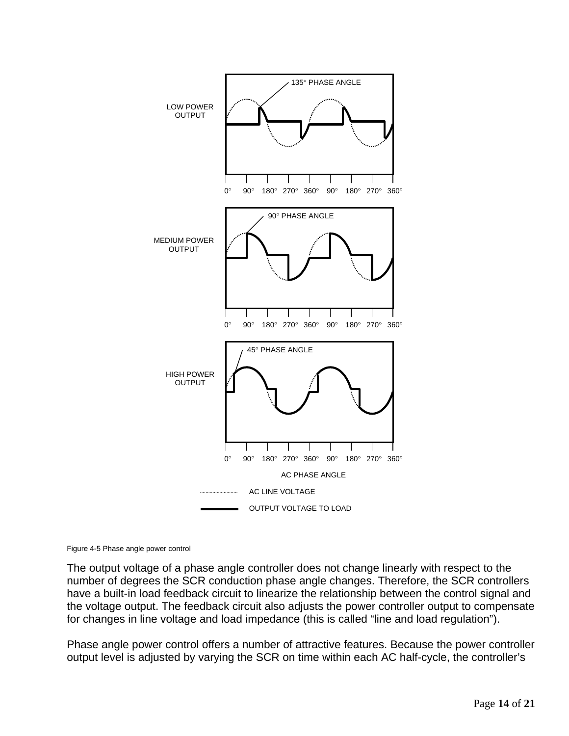Figure 4-5 Phase angle power control

The output voltage of a phase angle controller does not change linearly with respect to the number of degrees the SCR conduction phase angle changes. Therefore, the SCR controllers have a built-in load feedback circuit to linearize the relationship between the control signal and the voltage output. The feedback circuit also adjusts the power controller output to compensate for changes in line voltage and load impedance (this is called “line and load regulation”).

Phase angle power control offers a number of attractive features. Because the power controller output level is adjusted by varying the SCR on time within each AC half-cycle, the controller’s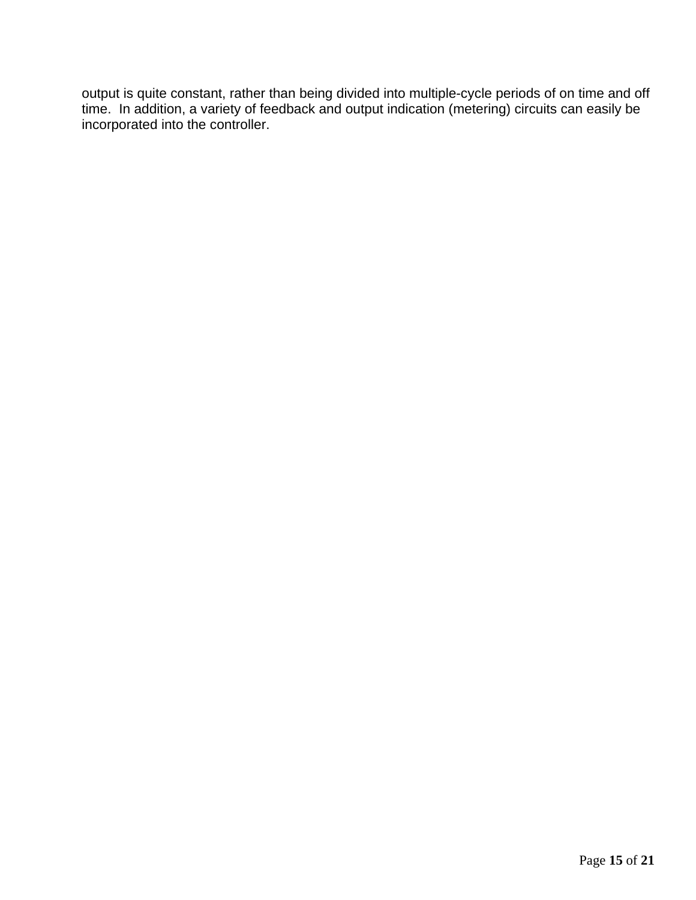output is quite constant, rather than being divided into multiple-cycle periods of on time and off time. In addition, a variety of feedback and output indication (metering) circuits can easily be incorporated into the controller.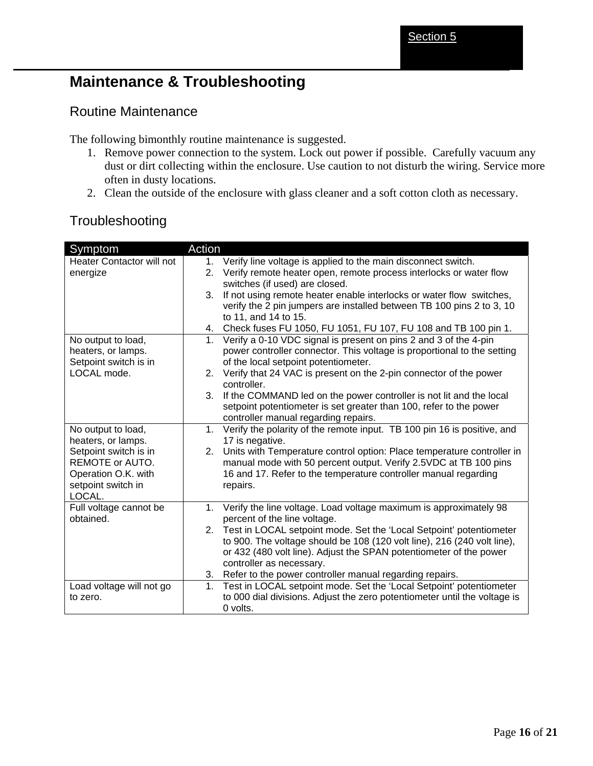Section 5

# Maintenance & Troubleshooting

## Routine Maintenance

The following bimonthly routine maintenance is suggested.

1. Remove power connection to the system. Lock out power if possible. Carefully vacuum any dust or dirt collecting within the enclosure. Use caution to not disturb the wiring. Service more often in dusty locations.
2. Clean the outside of the enclosure with glass cleaner and a soft cotton cloth as necessary.

## Troubleshooting

| Symptom | Action |
|---|---|
| Heater Contactor will not energize | 1. Verify line voltage is applied to the main disconnect switch.<br>2. Verify remote heater open, remote process interlocks or water flow switches (if used) are closed.<br>3. If not using remote heater enable interlocks or water flow switches, verify the 2 pin jumpers are installed between TB 100 pins 2 to 3, 10 to 11, and 14 to 15.<br>4. Check fuses FU 1050, FU 1051, FU 107, FU 108 and TB 100 pin 1. |
| No output to load, heaters, or lamps. Setpoint switch is in LOCAL mode. | 1. Verify a 0-10 VDC signal is present on pins 2 and 3 of the 4-pin power controller connector. This voltage is proportional to the setting of the local setpoint potentiometer.<br>2. Verify that 24 VAC is present on the 2-pin connector of the power controller.<br>3. If the COMMAND led on the power controller is not lit and the local setpoint potentiometer is set greater than 100, refer to the power controller manual regarding repairs. |
| No output to load, heaters, or lamps. Setpoint switch is in REMOTE or AUTO. Operation O.K. with setpoint switch in LOCAL. | 1. Verify the polarity of the remote input. TB 100 pin 16 is positive, and 17 is negative.<br>2. Units with Temperature control option: Place temperature controller in manual mode with 50 percent output. Verify 2.5VDC at TB 100 pins 16 and 17. Refer to the temperature controller manual regarding repairs. |
| Full voltage cannot be obtained. | 1. Verify the line voltage. Load voltage maximum is approximately 98 percent of the line voltage.<br>2. Test in LOCAL setpoint mode. Set the 'Local Setpoint' potentiometer to 900. The voltage should be 108 (120 volt line), 216 (240 volt line), or 432 (480 volt line). Adjust the SPAN potentiometer of the power controller as necessary.<br>3. Refer to the power controller manual regarding repairs. |
| Load voltage will not go to zero. | 1. Test in LOCAL setpoint mode. Set the 'Local Setpoint' potentiometer to 000 dial divisions. Adjust the zero potentiometer until the voltage is 0 volts. |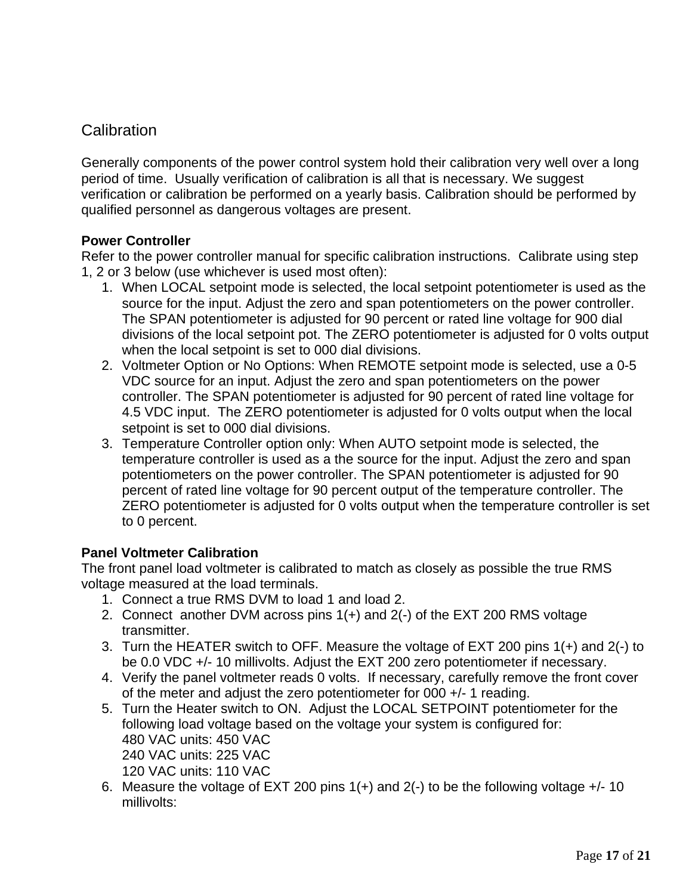## Calibration

Generally components of the power control system hold their calibration very well over a long period of time. Usually verification of calibration is all that is necessary. We suggest verification or calibration be performed on a yearly basis. Calibration should be performed by qualified personnel as dangerous voltages are present.

**Power Controller**

Refer to the power controller manual for specific calibration instructions. Calibrate using step 1, 2 or 3 below (use whichever is used most often):

1. When LOCAL setpoint mode is selected, the local setpoint potentiometer is used as the source for the input. Adjust the zero and span potentiometers on the power controller. The SPAN potentiometer is adjusted for 90 percent or rated line voltage for 900 dial divisions of the local setpoint pot. The ZERO potentiometer is adjusted for 0 volts output when the local setpoint is set to 000 dial divisions.
2. Voltmeter Option or No Options: When REMOTE setpoint mode is selected, use a 0-5 VDC source for an input. Adjust the zero and span potentiometers on the power controller. The SPAN potentiometer is adjusted for 90 percent of rated line voltage for 4.5 VDC input. The ZERO potentiometer is adjusted for 0 volts output when the local setpoint is set to 000 dial divisions.
3. Temperature Controller option only: When AUTO setpoint mode is selected, the temperature controller is used as a the source for the input. Adjust the zero and span potentiometers on the power controller. The SPAN potentiometer is adjusted for 90 percent of rated line voltage for 90 percent output of the temperature controller. The ZERO potentiometer is adjusted for 0 volts output when the temperature controller is set to 0 percent.

**Panel Voltmeter Calibration**

The front panel load voltmeter is calibrated to match as closely as possible the true RMS voltage measured at the load terminals.

1. Connect a true RMS DVM to load 1 and load 2.
2. Connect another DVM across pins 1(+) and 2(-) of the EXT 200 RMS voltage transmitter.
3. Turn the HEATER switch to OFF. Measure the voltage of EXT 200 pins 1(+) and 2(-) to be 0.0 VDC +/- 10 millivolts. Adjust the EXT 200 zero potentiometer if necessary.
4. Verify the panel voltmeter reads 0 volts. If necessary, carefully remove the front cover of the meter and adjust the zero potentiometer for 000 +/- 1 reading.
5. Turn the Heater switch to ON. Adjust the LOCAL SETPOINT potentiometer for the following load voltage based on the voltage your system is configured for:
   480 VAC units: 450 VAC
   240 VAC units: 225 VAC
   120 VAC units: 110 VAC
6. Measure the voltage of EXT 200 pins 1(+) and 2(-) to be the following voltage +/- 10 millivolts: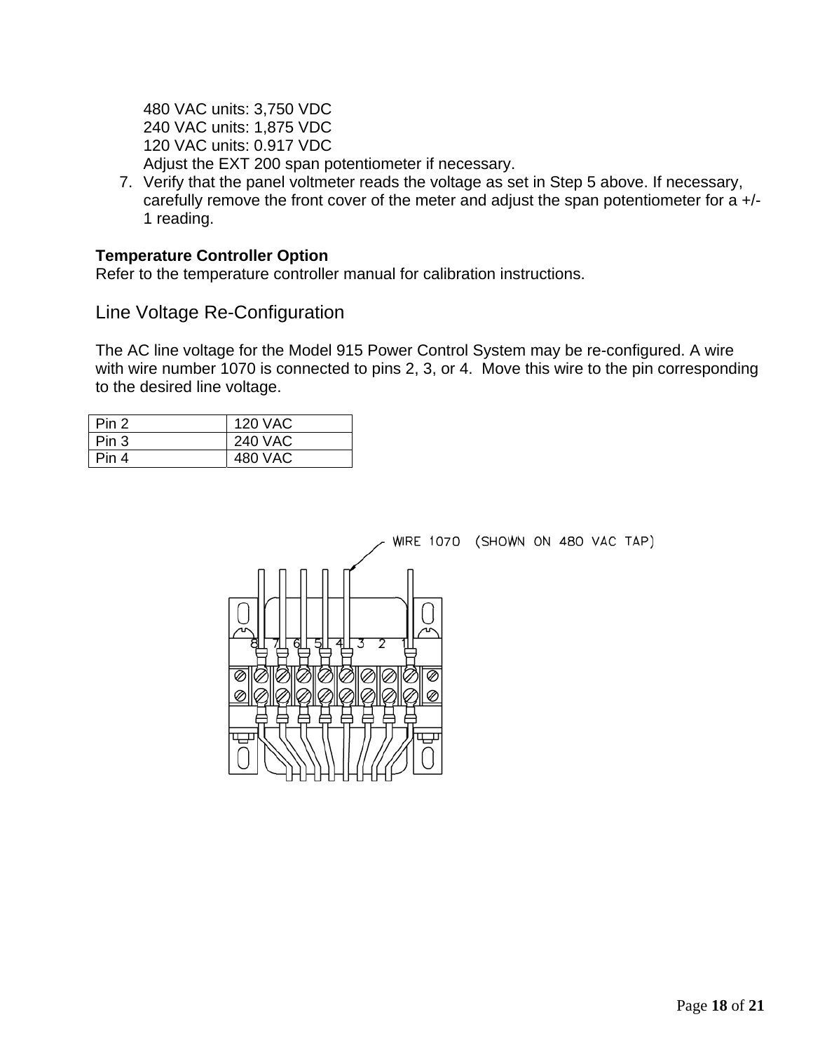480 VAC units: 3,750 VDC
240 VAC units: 1,875 VDC
120 VAC units: 0.917 VDC
Adjust the EXT 200 span potentiometer if necessary.

7. Verify that the panel voltmeter reads the voltage as set in Step 5 above. If necessary, carefully remove the front cover of the meter and adjust the span potentiometer for a +/- 1 reading.

**Temperature Controller Option**
Refer to the temperature controller manual for calibration instructions.

## Line Voltage Re-Configuration

The AC line voltage for the Model 915 Power Control System may be re-configured. A wire with wire number 1070 is connected to pins 2, 3, or 4. Move this wire to the pin corresponding to the desired line voltage.

| | |
|---|---|
| Pin 2 | 120 VAC |
| Pin 3 | 240 VAC |
| Pin 4 | 480 VAC |

WIRE 1070 (SHOWN ON 480 VAC TAP)

8 7 6 5 4 3 2 1